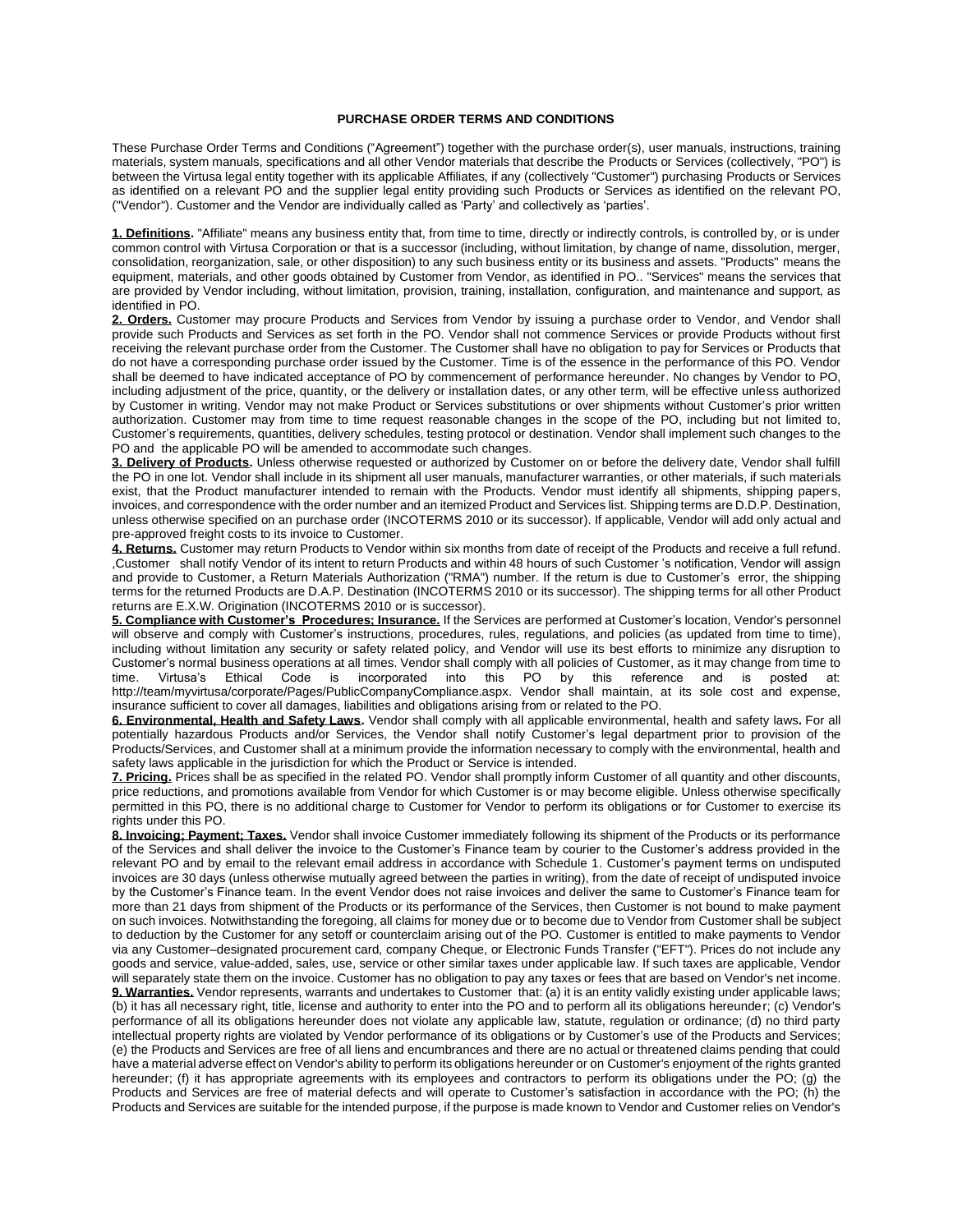# PURCHASE ORDER TERMS AND CONDITIONS

These Purchase Order Terms and Conditions ("Agreement") together with the purchase order(s), user manuals, instructions, training materials, system manuals, specifications and all other Vendor materials that describe the Products or Services (collectively, "PO") is between the Virtusa legal entity together with its applicable Affiliates, if any (collectively "Customer") purchasing Products or Services as identified on a relevant PO and the supplier legal entity providing such Products or Services as identified on the relevant PO, ("Vendor"). Customer and the Vendor are individually called as 'Party' and collectively as 'parties'.

**1. Definitions.** "Affiliate" means any business entity that, from time to time, directly or indirectly controls, is controlled by, or is under common control with Virtusa Corporation or that is a successor (including, without limitation, by change of name, dissolution, merger, consolidation, reorganization, sale, or other disposition) to any such business entity or its business and assets. "Products" means the equipment, materials, and other goods obtained by Customer from Vendor, as identified in PO.. "Services" means the services that are provided by Vendor including, without limitation, provision, training, installation, configuration, and maintenance and support, as identified in PO.

**2. Orders.** Customer may procure Products and Services from Vendor by issuing a purchase order to Vendor, and Vendor shall provide such Products and Services as set forth in the PO. Vendor shall not commence Services or provide Products without first receiving the relevant purchase order from the Customer. The Customer shall have no obligation to pay for Services or Products that do not have a corresponding purchase order issued by the Customer. Time is of the essence in the performance of this PO. Vendor shall be deemed to have indicated acceptance of PO by commencement of performance hereunder. No changes by Vendor to PO, including adjustment of the price, quantity, or the delivery or installation dates, or any other term, will be effective unless authorized by Customer in writing. Vendor may not make Product or Services substitutions or over shipments without Customer's prior written authorization. Customer may from time to time request reasonable changes in the scope of the PO, including but not limited to, Customer's requirements, quantities, delivery schedules, testing protocol or destination. Vendor shall implement such changes to the PO and the applicable PO will be amended to accommodate such changes.

**3. Delivery of Products.** Unless otherwise requested or authorized by Customer on or before the delivery date, Vendor shall fulfill the PO in one lot. Vendor shall include in its shipment all user manuals, manufacturer warranties, or other materials, if such materials exist, that the Product manufacturer intended to remain with the Products. Vendor must identify all shipments, shipping papers, invoices, and correspondence with the order number and an itemized Product and Services list. Shipping terms are D.D.P. Destination, unless otherwise specified on an purchase order (INCOTERMS 2010 or its successor). If applicable, Vendor will add only actual and pre-approved freight costs to its invoice to Customer.

**4. Returns.** Customer may return Products to Vendor within six months from date of receipt of the Products and receive a full refund. ,Customer shall notify Vendor of its intent to return Products and within 48 hours of such Customer 's notification, Vendor will assign and provide to Customer, a Return Materials Authorization ("RMA") number. If the return is due to Customer's error, the shipping terms for the returned Products are D.A.P. Destination (INCOTERMS 2010 or its successor). The shipping terms for all other Product returns are E.X.W. Origination (INCOTERMS 2010 or is successor).

**5. Compliance with Customer's Procedures; Insurance.** If the Services are performed at Customer's location, Vendor's personnel will observe and comply with Customer's instructions, procedures, rules, regulations, and policies (as updated from time to time), including without limitation any security or safety related policy, and Vendor will use its best efforts to minimize any disruption to Customer's normal business operations at all times. Vendor shall comply with all policies of Customer, as it may change from time to time. Virtusa's Ethical Code is incorporated into this PO by this reference and is posted at: http://team/myvirtusa/corporate/Pages/PublicCompanyCompliance.aspx. Vendor shall maintain, at its sole cost and expense, insurance sufficient to cover all damages, liabilities and obligations arising from or related to the PO.

**6. Environmental, Health and Safety Laws.** Vendor shall comply with all applicable environmental, health and safety laws**.** For all potentially hazardous Products and/or Services, the Vendor shall notify Customer's legal department prior to provision of the Products/Services, and Customer shall at a minimum provide the information necessary to comply with the environmental, health and safety laws applicable in the jurisdiction for which the Product or Service is intended.

**7. Pricing.** Prices shall be as specified in the related PO. Vendor shall promptly inform Customer of all quantity and other discounts, price reductions, and promotions available from Vendor for which Customer is or may become eligible. Unless otherwise specifically permitted in this PO, there is no additional charge to Customer for Vendor to perform its obligations or for Customer to exercise its rights under this PO.

**8. Invoicing; Payment; Taxes.** Vendor shall invoice Customer immediately following its shipment of the Products or its performance of the Services and shall deliver the invoice to the Customer's Finance team by courier to the Customer's address provided in the relevant PO and by email to the relevant email address in accordance with Schedule 1. Customer's payment terms on undisputed invoices are 30 days (unless otherwise mutually agreed between the parties in writing), from the date of receipt of undisputed invoice by the Customer's Finance team. In the event Vendor does not raise invoices and deliver the same to Customer's Finance team for more than 21 days from shipment of the Products or its performance of the Services, then Customer is not bound to make payment on such invoices. Notwithstanding the foregoing, all claims for money due or to become due to Vendor from Customer shall be subject to deduction by the Customer for any setoff or counterclaim arising out of the PO. Customer is entitled to make payments to Vendor via any Customer–designated procurement card, company Cheque, or Electronic Funds Transfer ("EFT"). Prices do not include any goods and service, value-added, sales, use, service or other similar taxes under applicable law. If such taxes are applicable, Vendor will separately state them on the invoice. Customer has no obligation to pay any taxes or fees that are based on Vendor's net income.

**9. Warranties.** Vendor represents, warrants and undertakes to Customer that: (a) it is an entity validly existing under applicable laws; (b) it has all necessary right, title, license and authority to enter into the PO and to perform all its obligations hereunder; (c) Vendor's performance of all its obligations hereunder does not violate any applicable law, statute, regulation or ordinance; (d) no third party intellectual property rights are violated by Vendor performance of its obligations or by Customer's use of the Products and Services; (e) the Products and Services are free of all liens and encumbrances and there are no actual or threatened claims pending that could have a material adverse effect on Vendor's ability to perform its obligations hereunder or on Customer's enjoyment of the rights granted hereunder; (f) it has appropriate agreements with its employees and contractors to perform its obligations under the PO; (g) the Products and Services are free of material defects and will operate to Customer's satisfaction in accordance with the PO; (h) the Products and Services are suitable for the intended purpose, if the purpose is made known to Vendor and Customer relies on Vendor's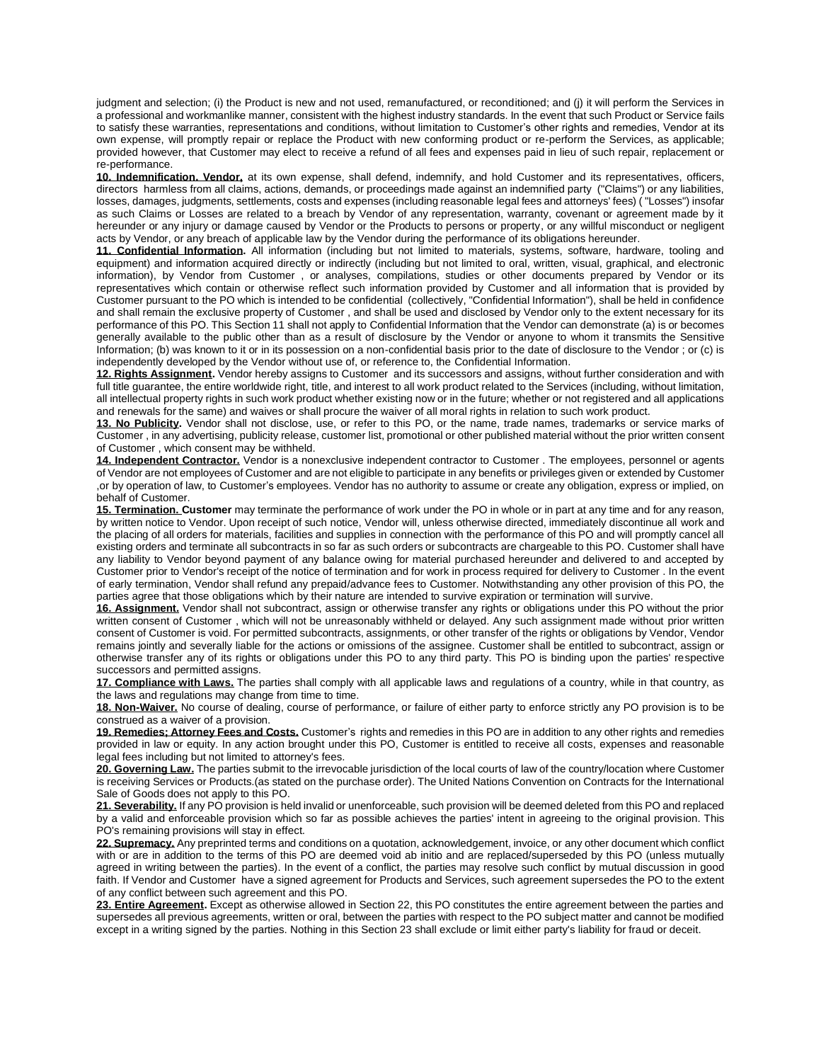judgment and selection; (i) the Product is new and not used, remanufactured, or reconditioned; and (j) it will perform the Services in a professional and workmanlike manner, consistent with the highest industry standards. In the event that such Product or Service fails to satisfy these warranties, representations and conditions, without limitation to Customer's other rights and remedies, Vendor at its own expense, will promptly repair or replace the Product with new conforming product or re-perform the Services, as applicable; provided however, that Customer may elect to receive a refund of all fees and expenses paid in lieu of such repair, replacement or re-performance.

**10. Indemnification. Vendor,** at its own expense, shall defend, indemnify, and hold Customer and its representatives, officers, directors harmless from all claims, actions, demands, or proceedings made against an indemnified party ("Claims") or any liabilities, losses, damages, judgments, settlements, costs and expenses (including reasonable legal fees and attorneys' fees) ( "Losses") insofar as such Claims or Losses are related to a breach by Vendor of any representation, warranty, covenant or agreement made by it hereunder or any injury or damage caused by Vendor or the Products to persons or property, or any willful misconduct or negligent acts by Vendor, or any breach of applicable law by the Vendor during the performance of its obligations hereunder.

**11. Confidential Information.** All information (including but not limited to materials, systems, software, hardware, tooling and equipment) and information acquired directly or indirectly (including but not limited to oral, written, visual, graphical, and electronic information), by Vendor from Customer , or analyses, compilations, studies or other documents prepared by Vendor or its representatives which contain or otherwise reflect such information provided by Customer and all information that is provided by Customer pursuant to the PO which is intended to be confidential (collectively, "Confidential Information"), shall be held in confidence and shall remain the exclusive property of Customer , and shall be used and disclosed by Vendor only to the extent necessary for its performance of this PO. This Section 11 shall not apply to Confidential Information that the Vendor can demonstrate (a) is or becomes generally available to the public other than as a result of disclosure by the Vendor or anyone to whom it transmits the Sensitive Information; (b) was known to it or in its possession on a non-confidential basis prior to the date of disclosure to the Vendor ; or (c) is independently developed by the Vendor without use of, or reference to, the Confidential Information.

**12. Rights Assignment.** Vendor hereby assigns to Customer and its successors and assigns, without further consideration and with full title guarantee, the entire worldwide right, title, and interest to all work product related to the Services (including, without limitation, all intellectual property rights in such work product whether existing now or in the future; whether or not registered and all applications and renewals for the same) and waives or shall procure the waiver of all moral rights in relation to such work product.

**13. No Publicity.** Vendor shall not disclose, use, or refer to this PO, or the name, trade names, trademarks or service marks of Customer , in any advertising, publicity release, customer list, promotional or other published material without the prior written consent of Customer , which consent may be withheld.

**14. Independent Contractor.** Vendor is a nonexclusive independent contractor to Customer . The employees, personnel or agents of Vendor are not employees of Customer and are not eligible to participate in any benefits or privileges given or extended by Customer ,or by operation of law, to Customer's employees. Vendor has no authority to assume or create any obligation, express or implied, on behalf of Customer.

**15. Termination. Customer** may terminate the performance of work under the PO in whole or in part at any time and for any reason, by written notice to Vendor. Upon receipt of such notice, Vendor will, unless otherwise directed, immediately discontinue all work and the placing of all orders for materials, facilities and supplies in connection with the performance of this PO and will promptly cancel all existing orders and terminate all subcontracts in so far as such orders or subcontracts are chargeable to this PO. Customer shall have any liability to Vendor beyond payment of any balance owing for material purchased hereunder and delivered to and accepted by Customer prior to Vendor's receipt of the notice of termination and for work in process required for delivery to Customer . In the event of early termination, Vendor shall refund any prepaid/advance fees to Customer. Notwithstanding any other provision of this PO, the parties agree that those obligations which by their nature are intended to survive expiration or termination will survive.

**16. Assignment.** Vendor shall not subcontract, assign or otherwise transfer any rights or obligations under this PO without the prior written consent of Customer , which will not be unreasonably withheld or delayed. Any such assignment made without prior written consent of Customer is void. For permitted subcontracts, assignments, or other transfer of the rights or obligations by Vendor, Vendor remains jointly and severally liable for the actions or omissions of the assignee. Customer shall be entitled to subcontract, assign or otherwise transfer any of its rights or obligations under this PO to any third party. This PO is binding upon the parties' respective successors and permitted assigns.

**17. Compliance with Laws.** The parties shall comply with all applicable laws and regulations of a country, while in that country, as the laws and regulations may change from time to time.

**18. Non-Waiver.** No course of dealing, course of performance, or failure of either party to enforce strictly any PO provision is to be construed as a waiver of a provision.

**19. Remedies; Attorney Fees and Costs.** Customer's rights and remedies in this PO are in addition to any other rights and remedies provided in law or equity. In any action brought under this PO, Customer is entitled to receive all costs, expenses and reasonable legal fees including but not limited to attorney's fees.

**20. Governing Law.** The parties submit to the irrevocable jurisdiction of the local courts of law of the country/location where Customer is receiving Services or Products.(as stated on the purchase order). The United Nations Convention on Contracts for the International Sale of Goods does not apply to this PO.

**21. Severability.** If any PO provision is held invalid or unenforceable, such provision will be deemed deleted from this PO and replaced by a valid and enforceable provision which so far as possible achieves the parties' intent in agreeing to the original provision. This PO's remaining provisions will stay in effect.

**22. Supremacy.** Any preprinted terms and conditions on a quotation, acknowledgement, invoice, or any other document which conflict with or are in addition to the terms of this PO are deemed void ab initio and are replaced/superseded by this PO (unless mutually agreed in writing between the parties). In the event of a conflict, the parties may resolve such conflict by mutual discussion in good faith. If Vendor and Customer have a signed agreement for Products and Services, such agreement supersedes the PO to the extent of any conflict between such agreement and this PO.

**23. Entire Agreement.** Except as otherwise allowed in Section 22, this PO constitutes the entire agreement between the parties and supersedes all previous agreements, written or oral, between the parties with respect to the PO subject matter and cannot be modified except in a writing signed by the parties. Nothing in this Section 23 shall exclude or limit either party's liability for fraud or deceit.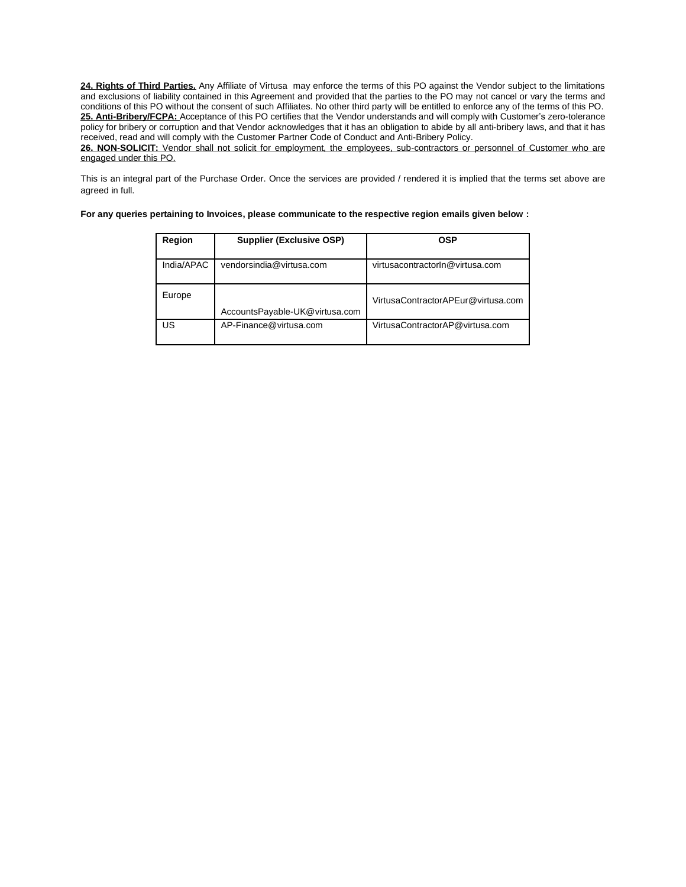**24. Rights of Third Parties.** Any Affiliate of Virtusa may enforce the terms of this PO against the Vendor subject to the limitations and exclusions of liability contained in this Agreement and provided that the parties to the PO may not cancel or vary the terms and conditions of this PO without the consent of such Affiliates. No other third party will be entitled to enforce any of the terms of this PO.
**25. Anti-Bribery/FCPA:** Acceptance of this PO certifies that the Vendor understands and will comply with Customer's zero-tolerance policy for bribery or corruption and that Vendor acknowledges that it has an obligation to abide by all anti-bribery laws, and that it has received, read and will comply with the Customer Partner Code of Conduct and Anti-Bribery Policy.
**26. NON-SOLICIT:** Vendor shall not solicit for employment, the employees, sub-contractors or personnel of Customer who are engaged under this PO.

This is an integral part of the Purchase Order. Once the services are provided / rendered it is implied that the terms set above are agreed in full.

**For any queries pertaining to Invoices, please communicate to the respective region emails given below :**

| Region | Supplier (Exclusive OSP) | OSP |
|---|---|---|
| India/APAC | vendorsindia@virtusa.com | virtusacontractorIn@virtusa.com |
| Europe | AccountsPayable-UK@virtusa.com | VirtusaContractorAPEur@virtusa.com |
| US | AP-Finance@virtusa.com | VirtusaContractorAP@virtusa.com |